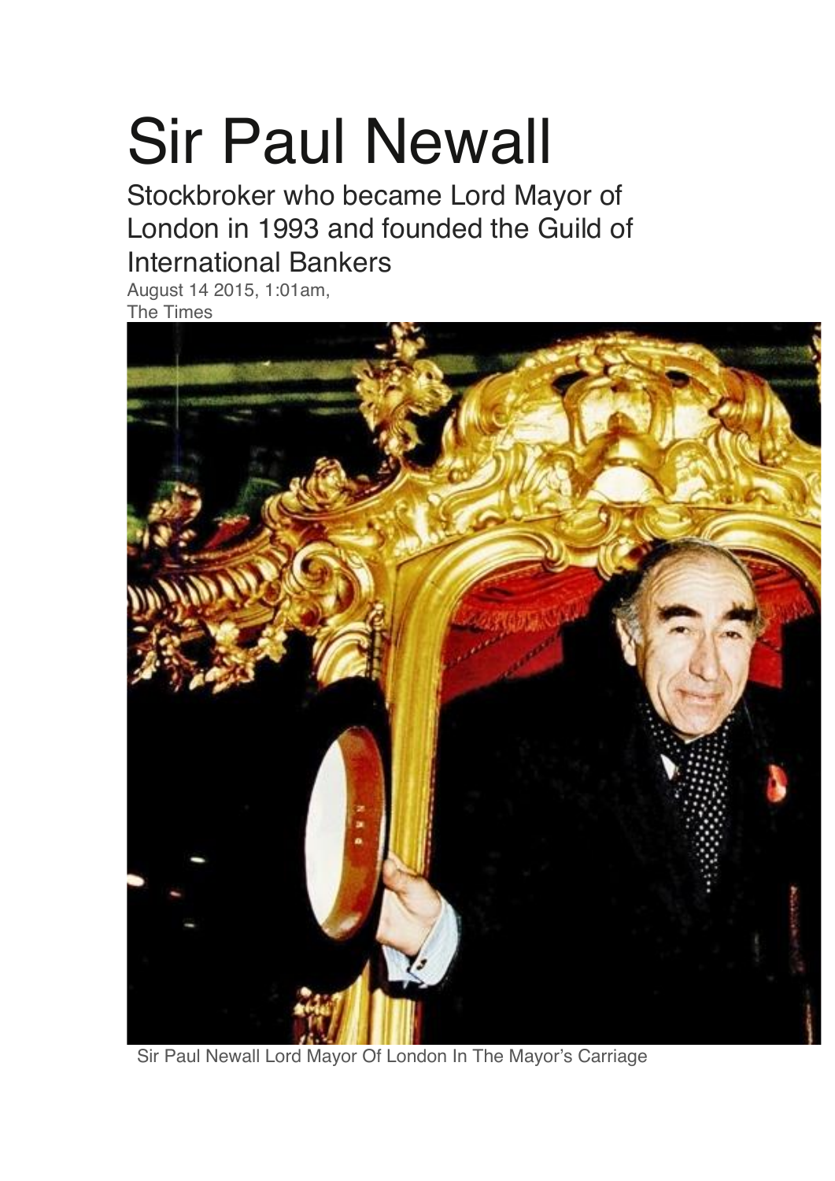# Sir Paul Newall

Stockbroker who became Lord Mayor of London in 1993 and founded the Guild of International Bankers

August 14 2015, 1:01am,
The Times

Sir Paul Newall Lord Mayor Of London In The Mayor's Carriage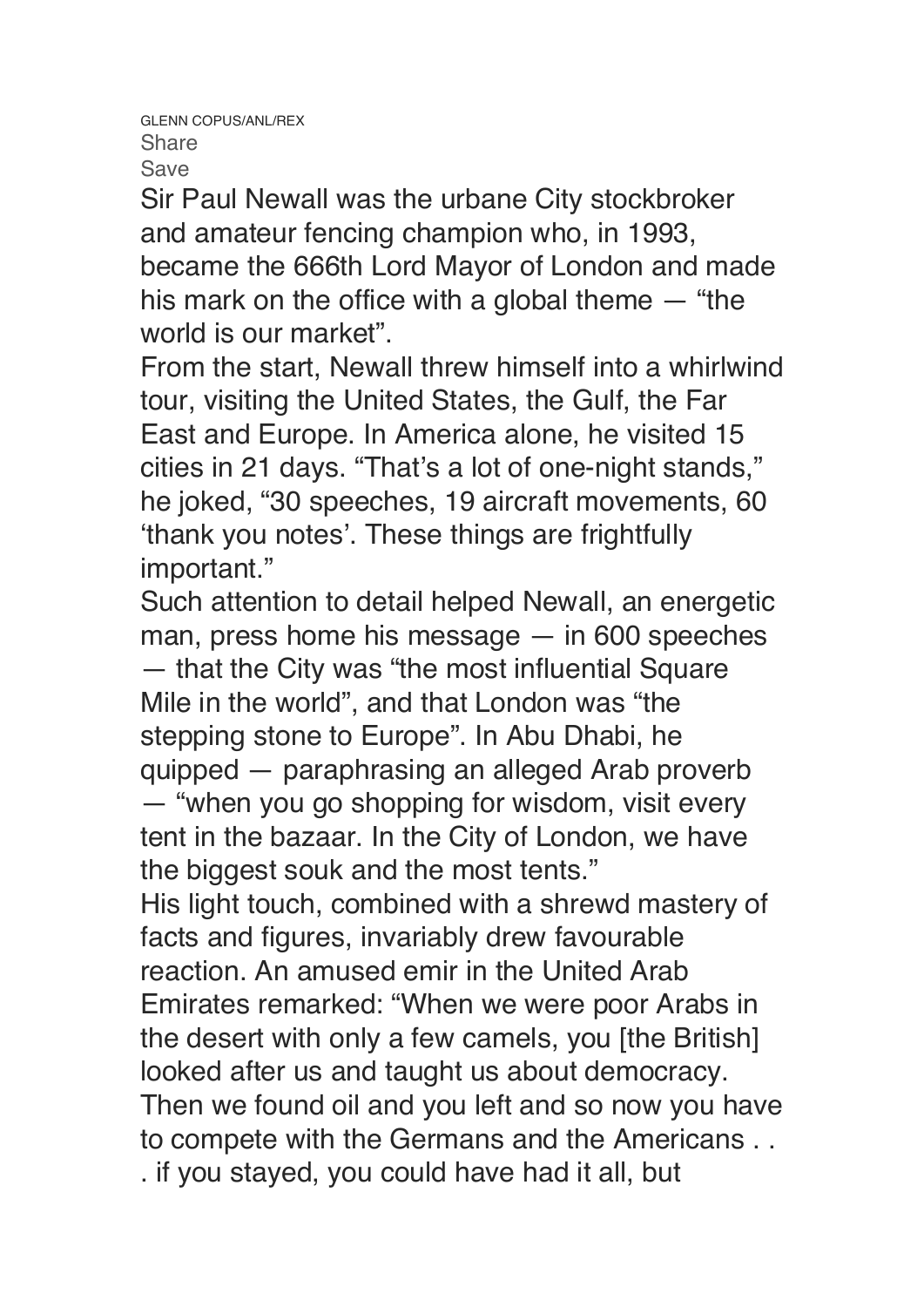GLENN COPUS/ANL/REX

Share

Save

Sir Paul Newall was the urbane City stockbroker and amateur fencing champion who, in 1993, became the 666th Lord Mayor of London and made his mark on the office with a global theme — "the world is our market".

From the start, Newall threw himself into a whirlwind tour, visiting the United States, the Gulf, the Far East and Europe. In America alone, he visited 15 cities in 21 days. "That's a lot of one-night stands," he joked, "30 speeches, 19 aircraft movements, 60 'thank you notes'. These things are frightfully important."

Such attention to detail helped Newall, an energetic man, press home his message — in 600 speeches — that the City was "the most influential Square Mile in the world", and that London was "the stepping stone to Europe". In Abu Dhabi, he quipped — paraphrasing an alleged Arab proverb — "when you go shopping for wisdom, visit every tent in the bazaar. In the City of London, we have the biggest souk and the most tents."

His light touch, combined with a shrewd mastery of facts and figures, invariably drew favourable reaction. An amused emir in the United Arab Emirates remarked: "When we were poor Arabs in the desert with only a few camels, you [the British] looked after us and taught us about democracy. Then we found oil and you left and so now you have to compete with the Germans and the Americans . . . if you stayed, you could have had it all, but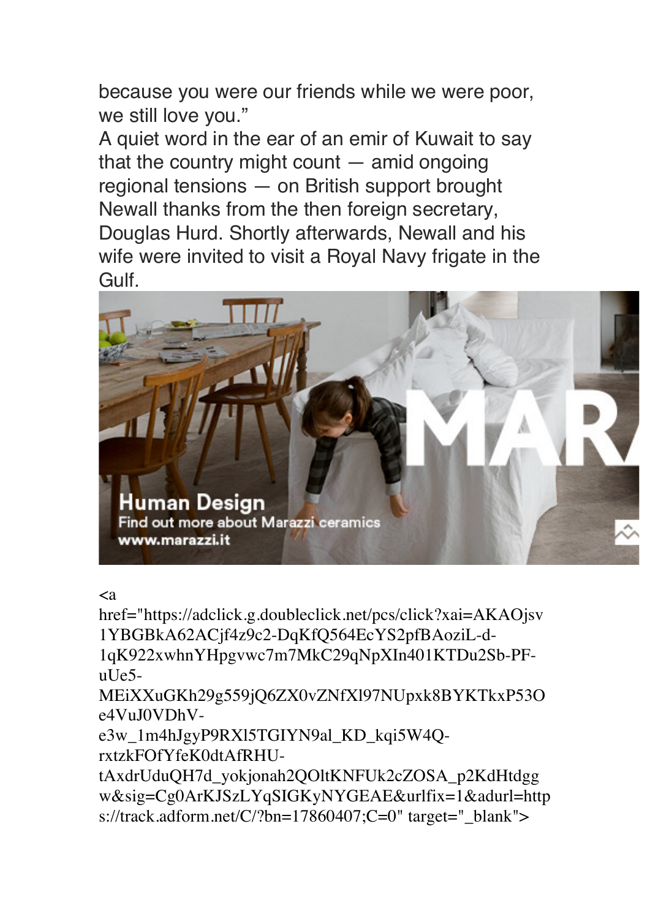because you were our friends while we were poor, we still love you."

A quiet word in the ear of an emir of Kuwait to say that the country might count — amid ongoing regional tensions — on British support brought Newall thanks from the then foreign secretary, Douglas Hurd. Shortly afterwards, Newall and his wife were invited to visit a Royal Navy frigate in the Gulf.

<a href="https://adclick.g.doubleclick.net/pcs/click?xai=AKAOjsv1YBGBkA62ACjf4z9c2-DqKfQ564EcYS2pfBAoziL-d-1qK922xwhnYHpgvwc7m7MkC29qNpXIn401KTDu2Sb-PF-uUe5-MEiXXuGKh29g559jQ6ZX0vZNfXl97NUpxk8BYKTkxP53Oe4VuJ0VDhV-e3w_1m4hJgyP9RXl5TGIYN9al_KD_kqi5W4Q-rxtzkFOfYfeK0dtAfRHU-tAxdrUduQH7d_yokjonah2QOltKNFUk2cZOSA_p2KdHtdggw&sig=Cg0ArKJSzLYqSIGKyNYGEAE&urlfix=1&adurl=https://track.adform.net/C/?bn=17860407;C=0" target="_blank">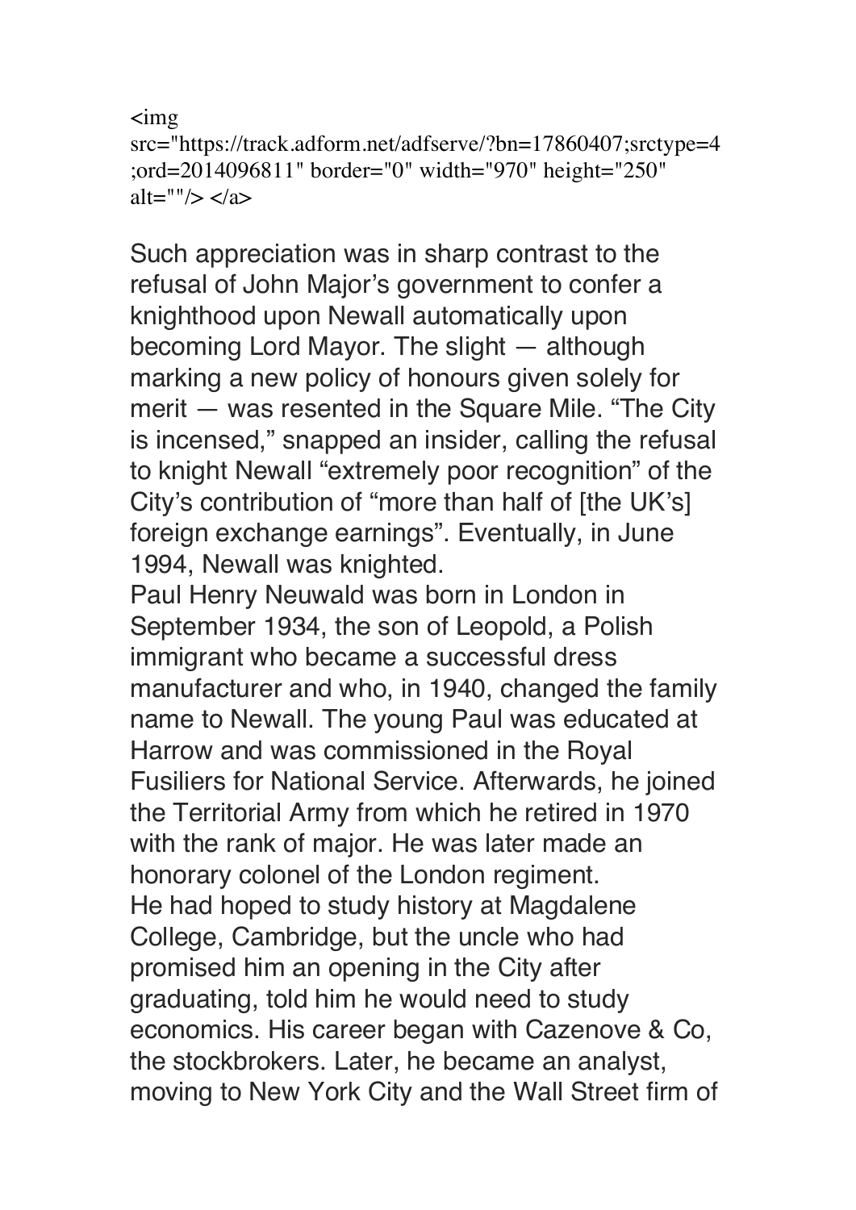```
<img
src="https://track.adform.net/adfserve/?bn=17860407;srctype=4
;ord=2014096811" border="0" width="970" height="250"
alt=""/> </a>
```

Such appreciation was in sharp contrast to the refusal of John Major's government to confer a knighthood upon Newall automatically upon becoming Lord Mayor. The slight — although marking a new policy of honours given solely for merit — was resented in the Square Mile. "The City is incensed," snapped an insider, calling the refusal to knight Newall "extremely poor recognition" of the City's contribution of "more than half of [the UK's] foreign exchange earnings". Eventually, in June 1994, Newall was knighted.

Paul Henry Neuwald was born in London in September 1934, the son of Leopold, a Polish immigrant who became a successful dress manufacturer and who, in 1940, changed the family name to Newall. The young Paul was educated at Harrow and was commissioned in the Royal Fusiliers for National Service. Afterwards, he joined the Territorial Army from which he retired in 1970 with the rank of major. He was later made an honorary colonel of the London regiment.

He had hoped to study history at Magdalene College, Cambridge, but the uncle who had promised him an opening in the City after graduating, told him he would need to study economics. His career began with Cazenove & Co, the stockbrokers. Later, he became an analyst, moving to New York City and the Wall Street firm of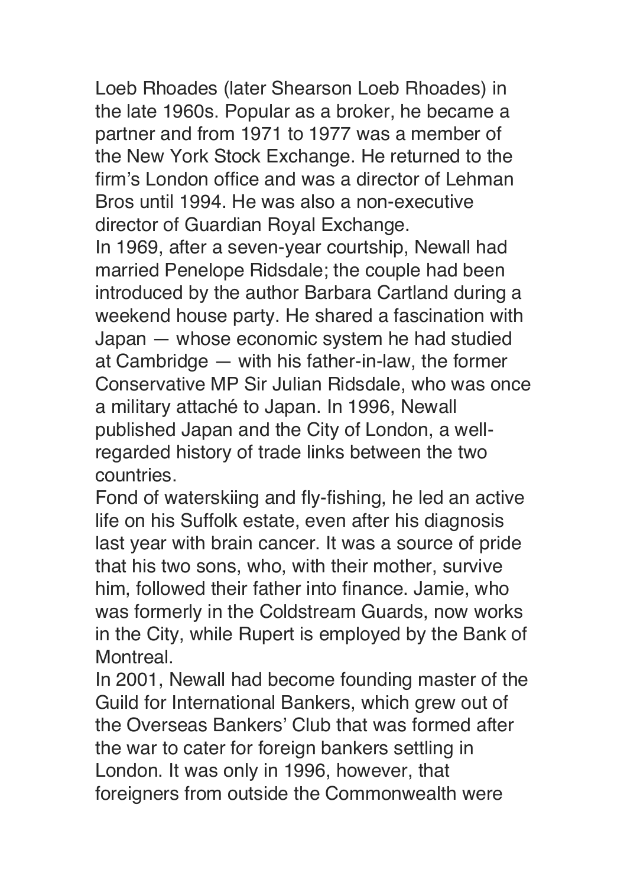Loeb Rhoades (later Shearson Loeb Rhoades) in the late 1960s. Popular as a broker, he became a partner and from 1971 to 1977 was a member of the New York Stock Exchange. He returned to the firm's London office and was a director of Lehman Bros until 1994. He was also a non-executive director of Guardian Royal Exchange.

In 1969, after a seven-year courtship, Newall had married Penelope Ridsdale; the couple had been introduced by the author Barbara Cartland during a weekend house party. He shared a fascination with Japan — whose economic system he had studied at Cambridge — with his father-in-law, the former Conservative MP Sir Julian Ridsdale, who was once a military attaché to Japan. In 1996, Newall published Japan and the City of London, a well-regarded history of trade links between the two countries.

Fond of waterskiing and fly-fishing, he led an active life on his Suffolk estate, even after his diagnosis last year with brain cancer. It was a source of pride that his two sons, who, with their mother, survive him, followed their father into finance. Jamie, who was formerly in the Coldstream Guards, now works in the City, while Rupert is employed by the Bank of Montreal.

In 2001, Newall had become founding master of the Guild for International Bankers, which grew out of the Overseas Bankers' Club that was formed after the war to cater for foreign bankers settling in London. It was only in 1996, however, that foreigners from outside the Commonwealth were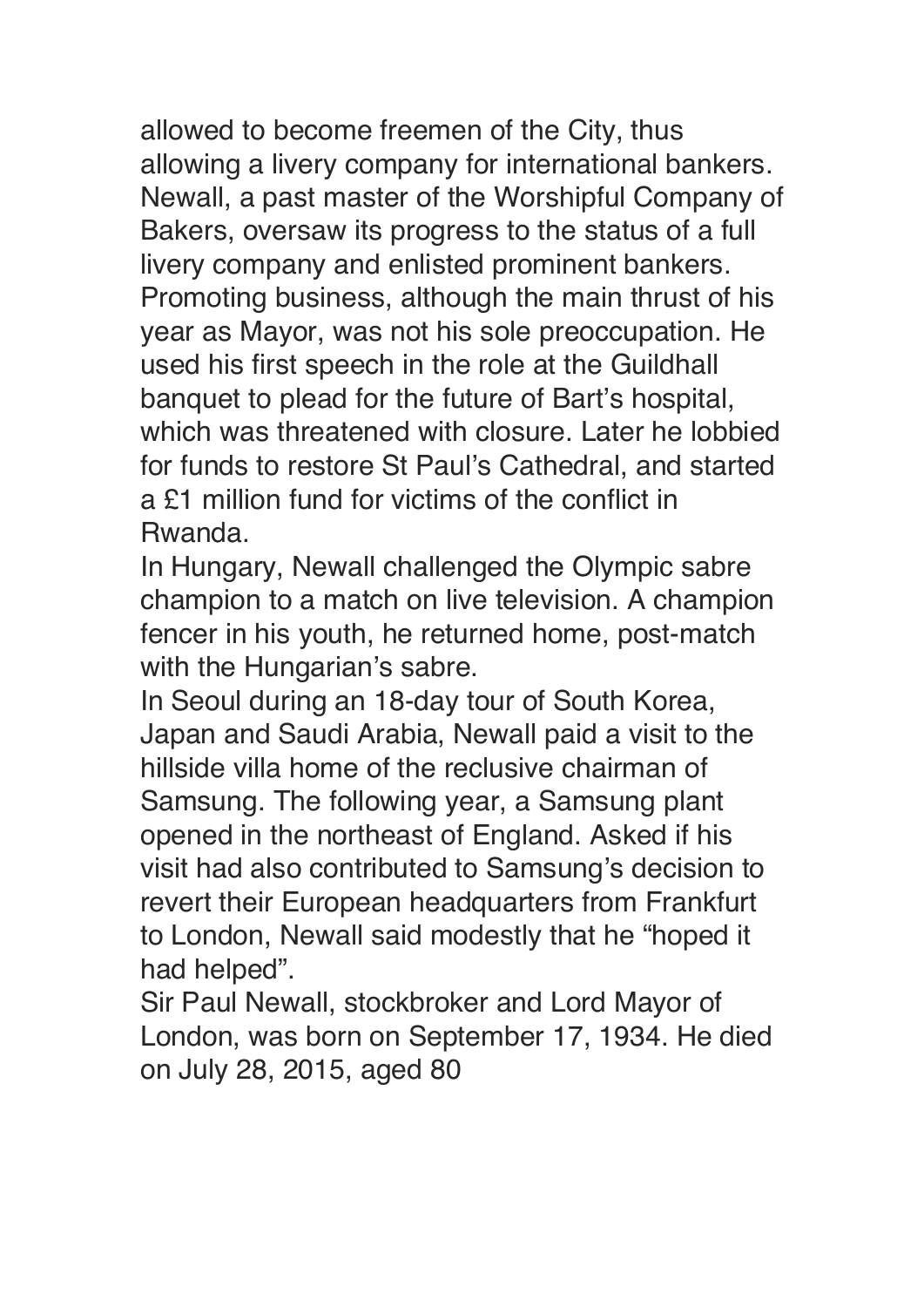allowed to become freemen of the City, thus allowing a livery company for international bankers. Newall, a past master of the Worshipful Company of Bakers, oversaw its progress to the status of a full livery company and enlisted prominent bankers.

Promoting business, although the main thrust of his year as Mayor, was not his sole preoccupation. He used his first speech in the role at the Guildhall banquet to plead for the future of Bart's hospital, which was threatened with closure. Later he lobbied for funds to restore St Paul's Cathedral, and started a £1 million fund for victims of the conflict in Rwanda.

In Hungary, Newall challenged the Olympic sabre champion to a match on live television. A champion fencer in his youth, he returned home, post-match with the Hungarian's sabre.

In Seoul during an 18-day tour of South Korea, Japan and Saudi Arabia, Newall paid a visit to the hillside villa home of the reclusive chairman of Samsung. The following year, a Samsung plant opened in the northeast of England. Asked if his visit had also contributed to Samsung's decision to revert their European headquarters from Frankfurt to London, Newall said modestly that he "hoped it had helped".

Sir Paul Newall, stockbroker and Lord Mayor of London, was born on September 17, 1934. He died on July 28, 2015, aged 80